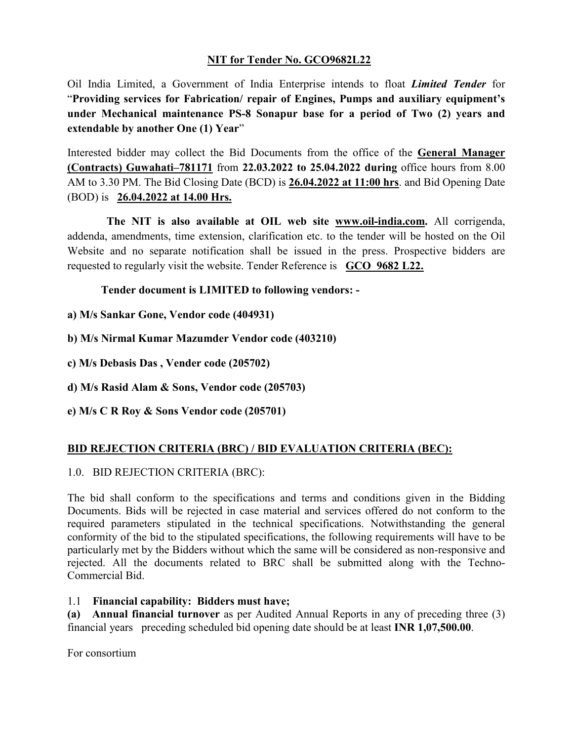## NIT for Tender No. GCO9682L22

Oil India Limited, a Government of India Enterprise intends to float ***Limited Tender*** for "**Providing services for Fabrication/ repair of Engines, Pumps and auxiliary equipment's under Mechanical maintenance PS-8 Sonapur base for a period of Two (2) years and extendable by another One (1) Year**"

Interested bidder may collect the Bid Documents from the office of the **General Manager (Contracts) Guwahati–781171** from **22.03.2022 to 25.04.2022 during** office hours from 8.00 AM to 3.30 PM. The Bid Closing Date (BCD) is **26.04.2022 at 11:00 hrs**. and Bid Opening Date (BOD) is **26.04.2022 at 14.00 Hrs.**

**The NIT is also available at OIL web site www.oil-india.com.** All corrigenda, addenda, amendments, time extension, clarification etc. to the tender will be hosted on the Oil Website and no separate notification shall be issued in the press. Prospective bidders are requested to regularly visit the website. Tender Reference is **GCO 9682 L22.**

**Tender document is LIMITED to following vendors: -**

**a) M/s Sankar Gone, Vendor code (404931)**

**b) M/s Nirmal Kumar Mazumder Vendor code (403210)**

**c) M/s Debasis Das , Vender code (205702)**

**d) M/s Rasid Alam & Sons, Vendor code (205703)**

**e) M/s C R Roy & Sons Vendor code (205701)**

## BID REJECTION CRITERIA (BRC) / BID EVALUATION CRITERIA (BEC):

1.0. BID REJECTION CRITERIA (BRC):

The bid shall conform to the specifications and terms and conditions given in the Bidding Documents. Bids will be rejected in case material and services offered do not conform to the required parameters stipulated in the technical specifications. Notwithstanding the general conformity of the bid to the stipulated specifications, the following requirements will have to be particularly met by the Bidders without which the same will be considered as non-responsive and rejected. All the documents related to BRC shall be submitted along with the Techno-Commercial Bid.

1.1 **Financial capability: Bidders must have;**

**(a) Annual financial turnover** as per Audited Annual Reports in any of preceding three (3) financial years preceding scheduled bid opening date should be at least **INR 1,07,500.00**.

For consortium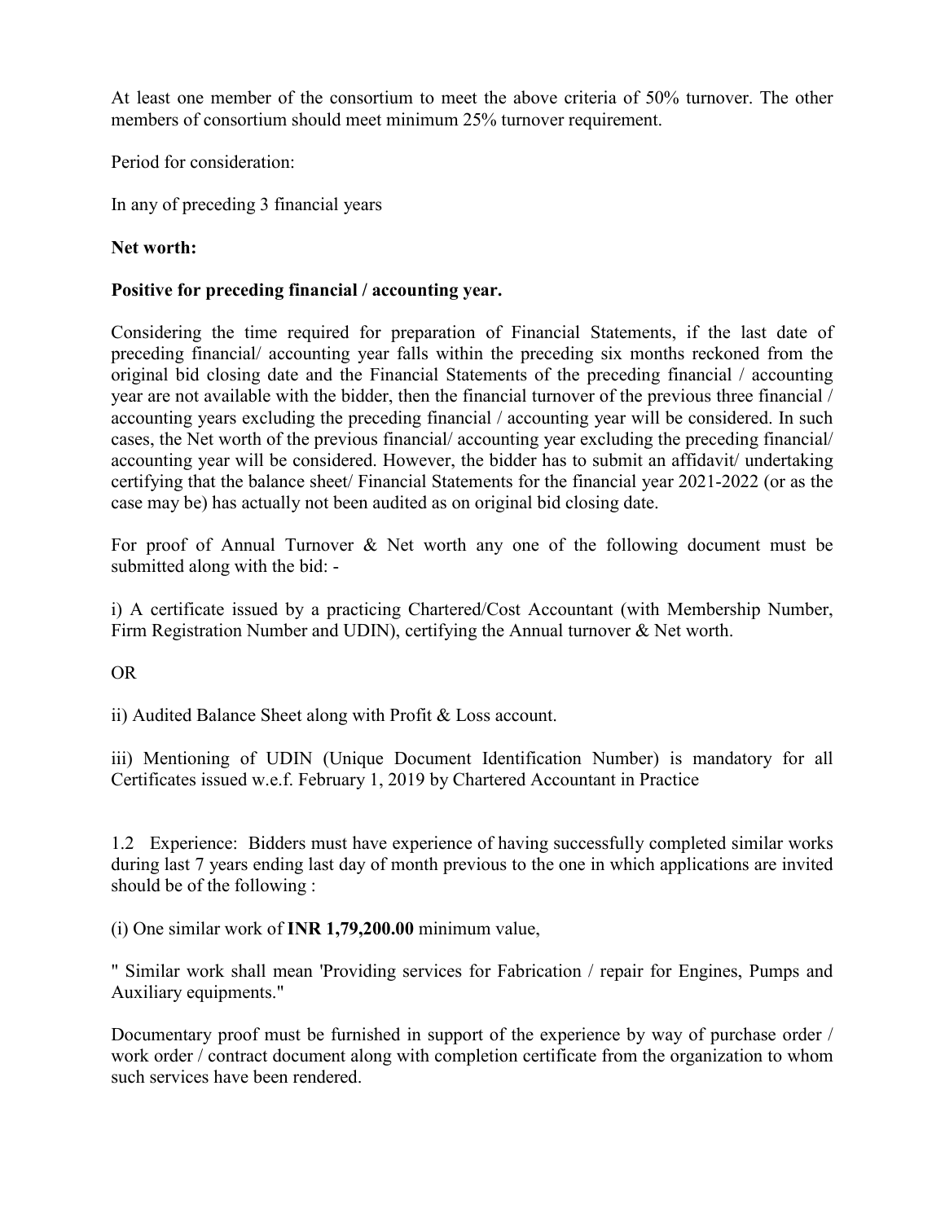At least one member of the consortium to meet the above criteria of 50% turnover. The other members of consortium should meet minimum 25% turnover requirement.

Period for consideration:

In any of preceding 3 financial years

**Net worth:**

**Positive for preceding financial / accounting year.**

Considering the time required for preparation of Financial Statements, if the last date of preceding financial/ accounting year falls within the preceding six months reckoned from the original bid closing date and the Financial Statements of the preceding financial / accounting year are not available with the bidder, then the financial turnover of the previous three financial / accounting years excluding the preceding financial / accounting year will be considered. In such cases, the Net worth of the previous financial/ accounting year excluding the preceding financial/ accounting year will be considered. However, the bidder has to submit an affidavit/ undertaking certifying that the balance sheet/ Financial Statements for the financial year 2021-2022 (or as the case may be) has actually not been audited as on original bid closing date.

For proof of Annual Turnover & Net worth any one of the following document must be submitted along with the bid: -

i) A certificate issued by a practicing Chartered/Cost Accountant (with Membership Number, Firm Registration Number and UDIN), certifying the Annual turnover & Net worth.

OR

ii) Audited Balance Sheet along with Profit & Loss account.

iii) Mentioning of UDIN (Unique Document Identification Number) is mandatory for all Certificates issued w.e.f. February 1, 2019 by Chartered Accountant in Practice

1.2 Experience: Bidders must have experience of having successfully completed similar works during last 7 years ending last day of month previous to the one in which applications are invited should be of the following :

(i) One similar work of **INR 1,79,200.00** minimum value,

" Similar work shall mean 'Providing services for Fabrication / repair for Engines, Pumps and Auxiliary equipments."

Documentary proof must be furnished in support of the experience by way of purchase order / work order / contract document along with completion certificate from the organization to whom such services have been rendered.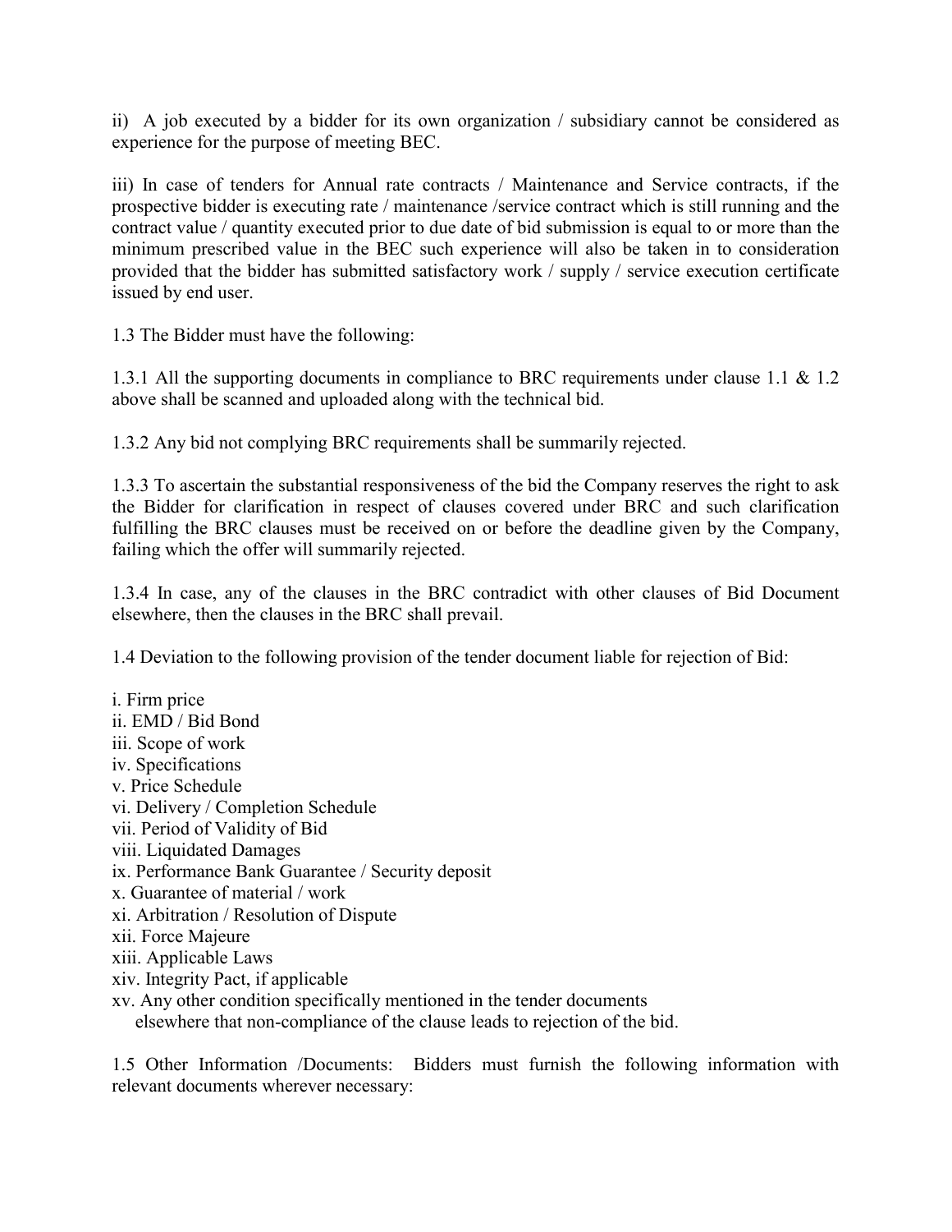ii) A job executed by a bidder for its own organization / subsidiary cannot be considered as experience for the purpose of meeting BEC.

iii) In case of tenders for Annual rate contracts / Maintenance and Service contracts, if the prospective bidder is executing rate / maintenance /service contract which is still running and the contract value / quantity executed prior to due date of bid submission is equal to or more than the minimum prescribed value in the BEC such experience will also be taken in to consideration provided that the bidder has submitted satisfactory work / supply / service execution certificate issued by end user.

1.3 The Bidder must have the following:

1.3.1 All the supporting documents in compliance to BRC requirements under clause 1.1 & 1.2 above shall be scanned and uploaded along with the technical bid.

1.3.2 Any bid not complying BRC requirements shall be summarily rejected.

1.3.3 To ascertain the substantial responsiveness of the bid the Company reserves the right to ask the Bidder for clarification in respect of clauses covered under BRC and such clarification fulfilling the BRC clauses must be received on or before the deadline given by the Company, failing which the offer will summarily rejected.

1.3.4 In case, any of the clauses in the BRC contradict with other clauses of Bid Document elsewhere, then the clauses in the BRC shall prevail.

1.4 Deviation to the following provision of the tender document liable for rejection of Bid:

i. Firm price
ii. EMD / Bid Bond
iii. Scope of work
iv. Specifications
v. Price Schedule
vi. Delivery / Completion Schedule
vii. Period of Validity of Bid
viii. Liquidated Damages
ix. Performance Bank Guarantee / Security deposit
x. Guarantee of material / work
xi. Arbitration / Resolution of Dispute
xii. Force Majeure
xiii. Applicable Laws
xiv. Integrity Pact, if applicable
xv. Any other condition specifically mentioned in the tender documents elsewhere that non-compliance of the clause leads to rejection of the bid.

1.5 Other Information /Documents: Bidders must furnish the following information with relevant documents wherever necessary: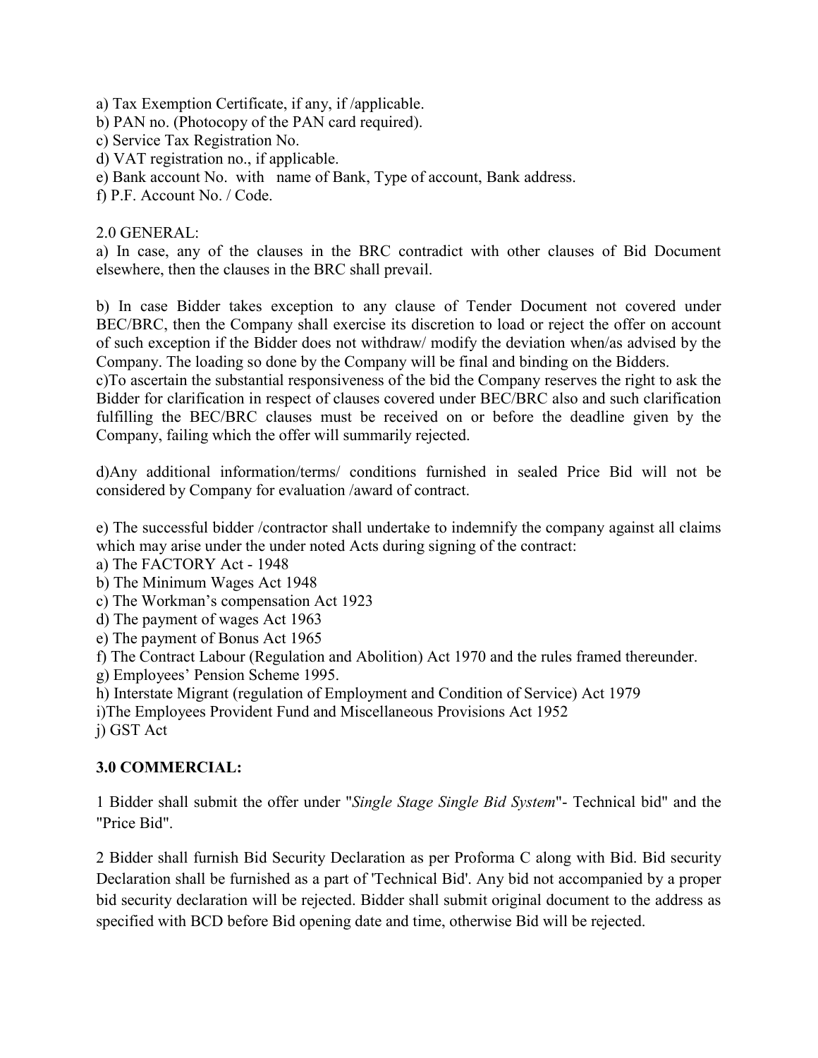a) Tax Exemption Certificate, if any, if /applicable.
b) PAN no. (Photocopy of the PAN card required).
c) Service Tax Registration No.
d) VAT registration no., if applicable.
e) Bank account No. with name of Bank, Type of account, Bank address.
f) P.F. Account No. / Code.

2.0 GENERAL:

a) In case, any of the clauses in the BRC contradict with other clauses of Bid Document elsewhere, then the clauses in the BRC shall prevail.

b) In case Bidder takes exception to any clause of Tender Document not covered under BEC/BRC, then the Company shall exercise its discretion to load or reject the offer on account of such exception if the Bidder does not withdraw/ modify the deviation when/as advised by the Company. The loading so done by the Company will be final and binding on the Bidders.
c)To ascertain the substantial responsiveness of the bid the Company reserves the right to ask the Bidder for clarification in respect of clauses covered under BEC/BRC also and such clarification fulfilling the BEC/BRC clauses must be received on or before the deadline given by the Company, failing which the offer will summarily rejected.

d)Any additional information/terms/ conditions furnished in sealed Price Bid will not be considered by Company for evaluation /award of contract.

e) The successful bidder /contractor shall undertake to indemnify the company against all claims which may arise under the under noted Acts during signing of the contract:
a) The FACTORY Act - 1948
b) The Minimum Wages Act 1948
c) The Workman's compensation Act 1923
d) The payment of wages Act 1963
e) The payment of Bonus Act 1965
f) The Contract Labour (Regulation and Abolition) Act 1970 and the rules framed thereunder.
g) Employees' Pension Scheme 1995.
h) Interstate Migrant (regulation of Employment and Condition of Service) Act 1979
i)The Employees Provident Fund and Miscellaneous Provisions Act 1952
j) GST Act

**3.0 COMMERCIAL:**

1 Bidder shall submit the offer under "*Single Stage Single Bid System*"- Technical bid" and the "Price Bid".

2 Bidder shall furnish Bid Security Declaration as per Proforma C along with Bid. Bid security Declaration shall be furnished as a part of 'Technical Bid'. Any bid not accompanied by a proper bid security declaration will be rejected. Bidder shall submit original document to the address as specified with BCD before Bid opening date and time, otherwise Bid will be rejected.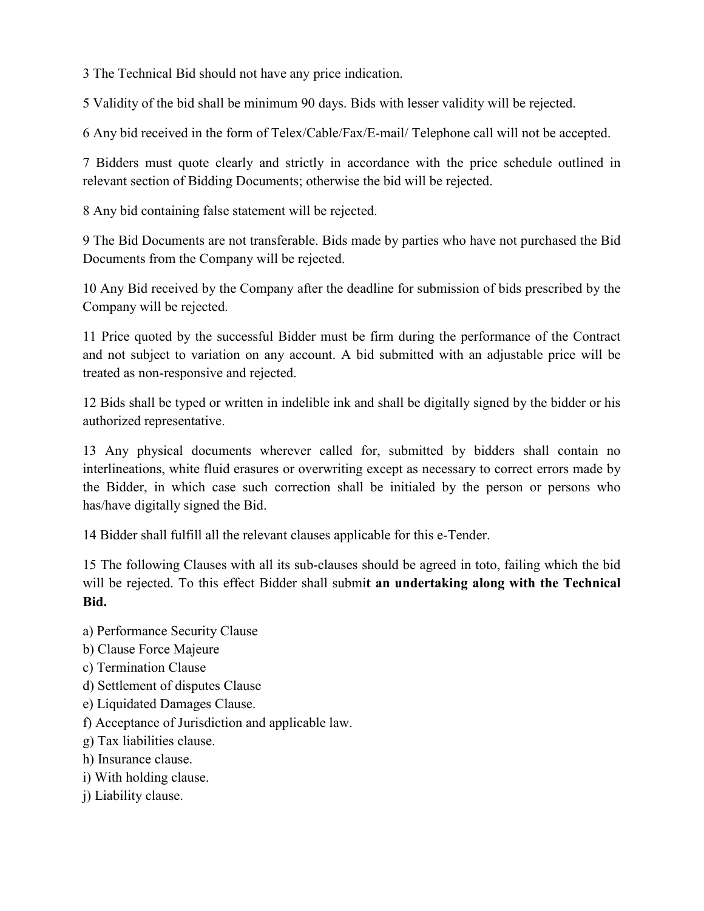3 The Technical Bid should not have any price indication.

5 Validity of the bid shall be minimum 90 days. Bids with lesser validity will be rejected.

6 Any bid received in the form of Telex/Cable/Fax/E-mail/ Telephone call will not be accepted.

7 Bidders must quote clearly and strictly in accordance with the price schedule outlined in relevant section of Bidding Documents; otherwise the bid will be rejected.

8 Any bid containing false statement will be rejected.

9 The Bid Documents are not transferable. Bids made by parties who have not purchased the Bid Documents from the Company will be rejected.

10 Any Bid received by the Company after the deadline for submission of bids prescribed by the Company will be rejected.

11 Price quoted by the successful Bidder must be firm during the performance of the Contract and not subject to variation on any account. A bid submitted with an adjustable price will be treated as non-responsive and rejected.

12 Bids shall be typed or written in indelible ink and shall be digitally signed by the bidder or his authorized representative.

13 Any physical documents wherever called for, submitted by bidders shall contain no interlineations, white fluid erasures or overwriting except as necessary to correct errors made by the Bidder, in which case such correction shall be initialed by the person or persons who has/have digitally signed the Bid.

14 Bidder shall fulfill all the relevant clauses applicable for this e-Tender.

15 The following Clauses with all its sub-clauses should be agreed in toto, failing which the bid will be rejected. To this effect Bidder shall submi**t an undertaking along with the Technical Bid.**

a) Performance Security Clause
b) Clause Force Majeure
c) Termination Clause
d) Settlement of disputes Clause
e) Liquidated Damages Clause.
f) Acceptance of Jurisdiction and applicable law.
g) Tax liabilities clause.
h) Insurance clause.
i) With holding clause.
j) Liability clause.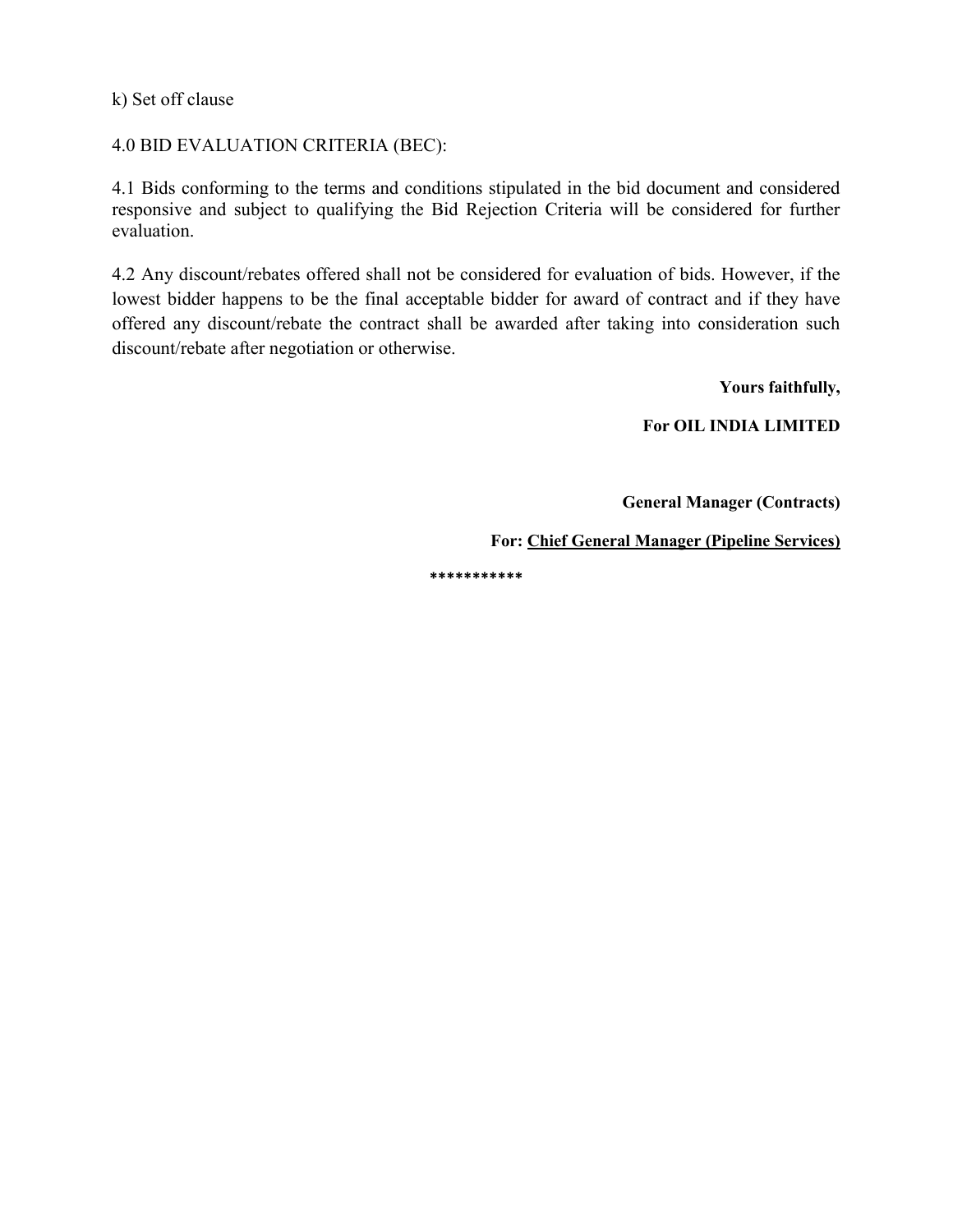k) Set off clause

4.0 BID EVALUATION CRITERIA (BEC):

4.1 Bids conforming to the terms and conditions stipulated in the bid document and considered responsive and subject to qualifying the Bid Rejection Criteria will be considered for further evaluation.

4.2 Any discount/rebates offered shall not be considered for evaluation of bids. However, if the lowest bidder happens to be the final acceptable bidder for award of contract and if they have offered any discount/rebate the contract shall be awarded after taking into consideration such discount/rebate after negotiation or otherwise.

**Yours faithfully,**

**For OIL INDIA LIMITED**

**General Manager (Contracts)**

**For: <u>Chief General Manager (Pipeline Services)</u>**

**\*\*\*\*\*\*\*\*\*\*\***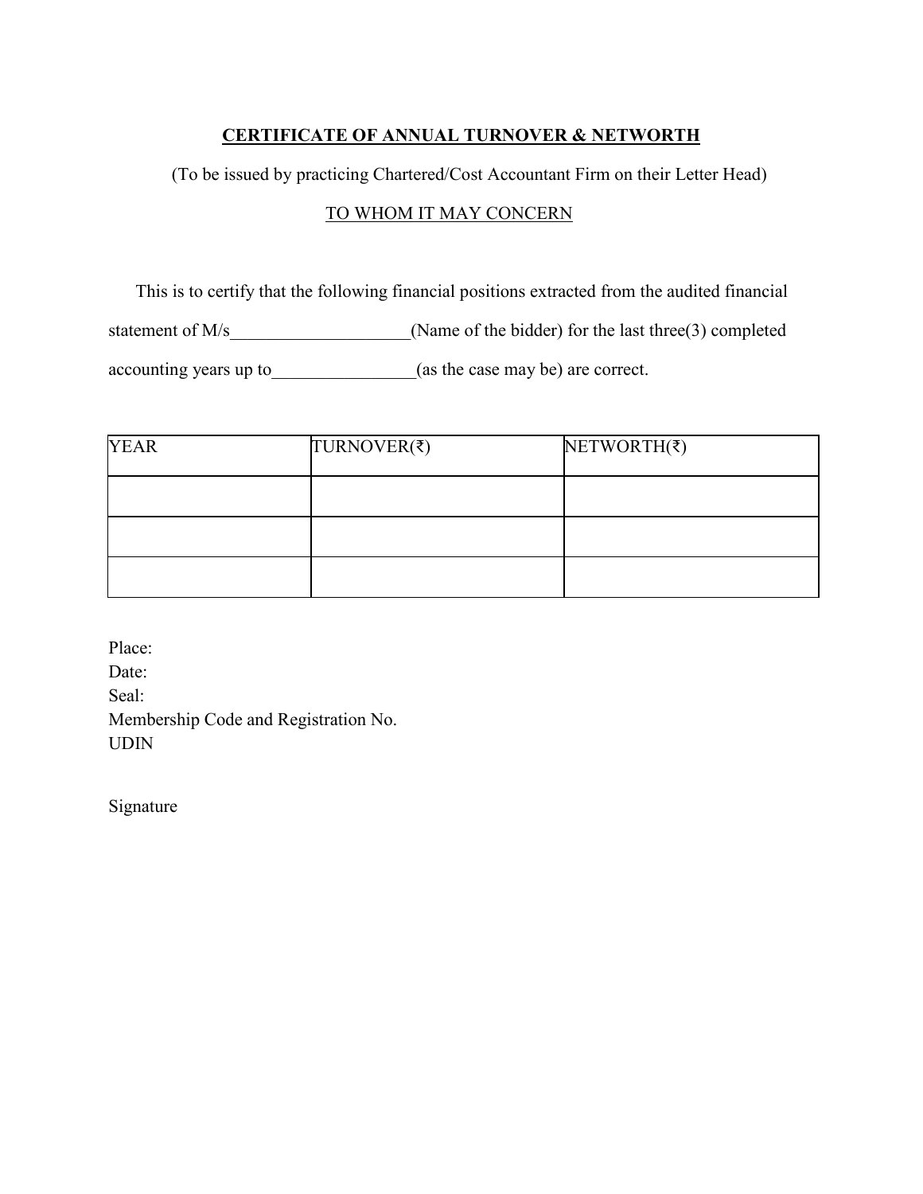## **CERTIFICATE OF ANNUAL TURNOVER & NETWORTH**

(To be issued by practicing Chartered/Cost Accountant Firm on their Letter Head)

TO WHOM IT MAY CONCERN

This is to certify that the following financial positions extracted from the audited financial statement of M/s____________________(Name of the bidder) for the last three(3) completed accounting years up to________________(as the case may be) are correct.

| YEAR | TURNOVER(₹) | NETWORTH(₹) |
|---|---|---|
| | | |
| | | |
| | | |

Place:
Date:
Seal:
Membership Code and Registration No.
UDIN

Signature